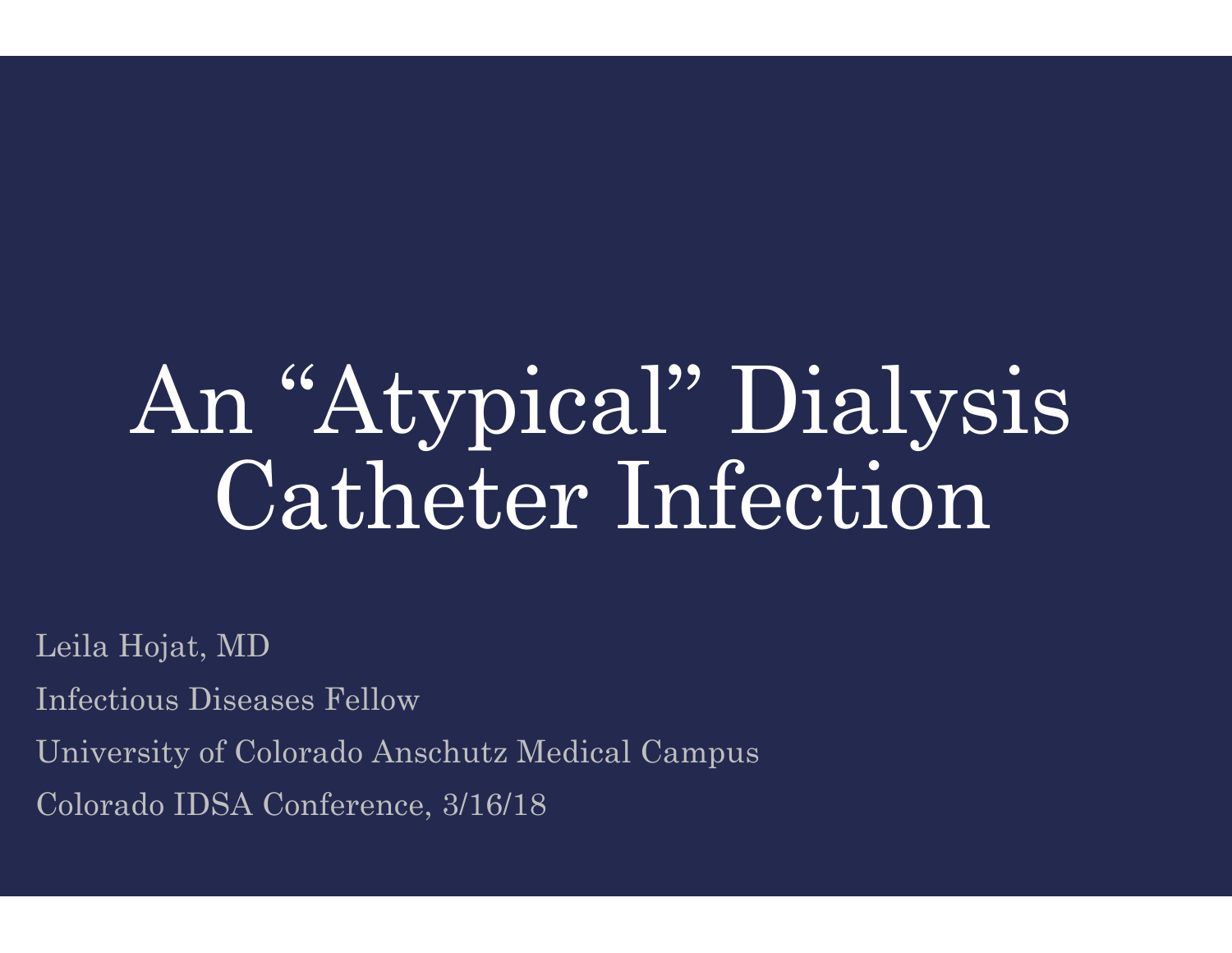# An “Atypical” Dialysis Catheter Infection

Leila Hojat, MD

Infectious Diseases Fellow

University of Colorado Anschutz Medical Campus

Colorado IDSA Conference, 3/16/18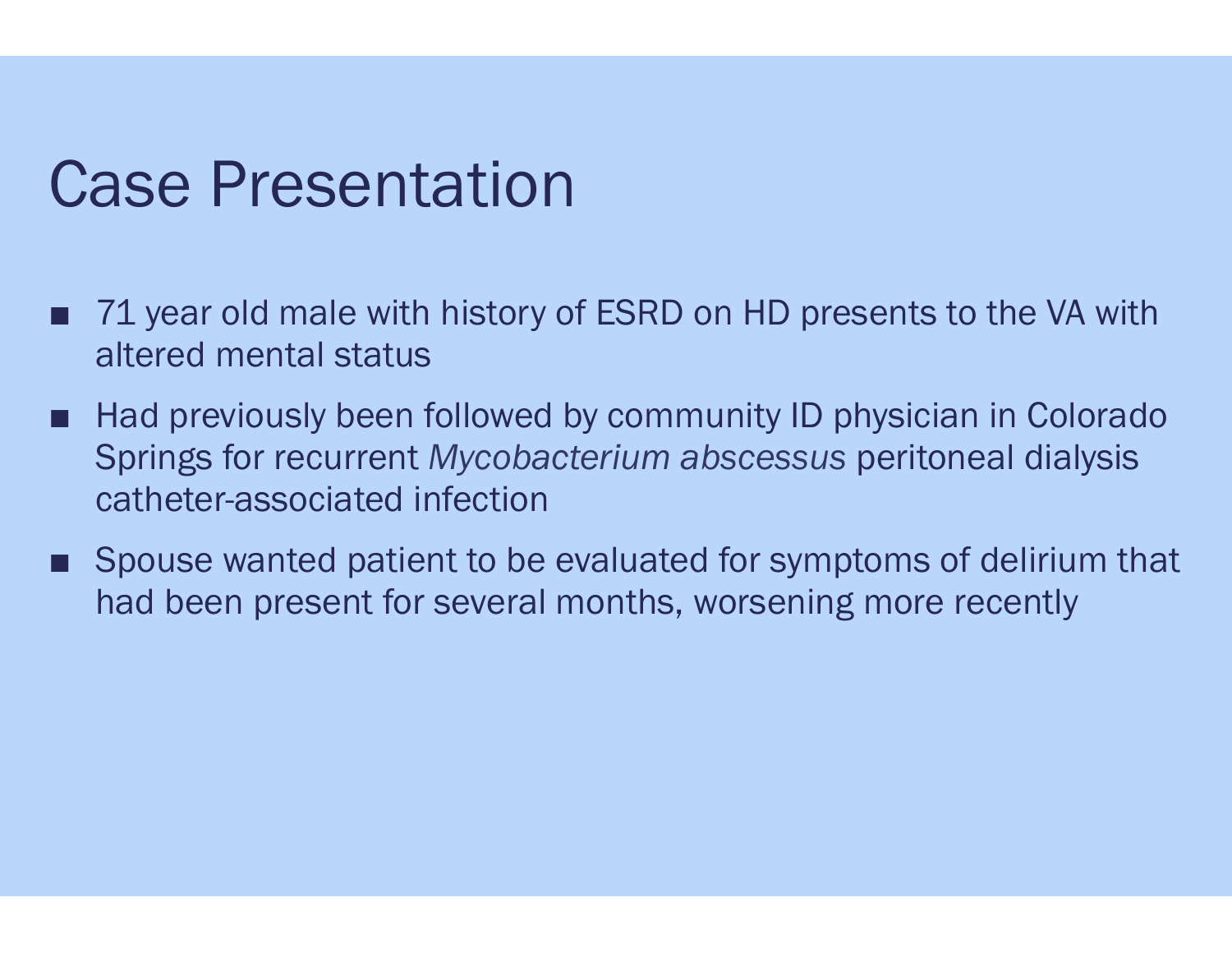# Case Presentation

- 71 year old male with history of ESRD on HD presents to the VA with altered mental status
- Had previously been followed by community ID physician in Colorado Springs for recurrent *Mycobacterium abscessus* peritoneal dialysis catheter-associated infection
- Spouse wanted patient to be evaluated for symptoms of delirium that had been present for several months, worsening more recently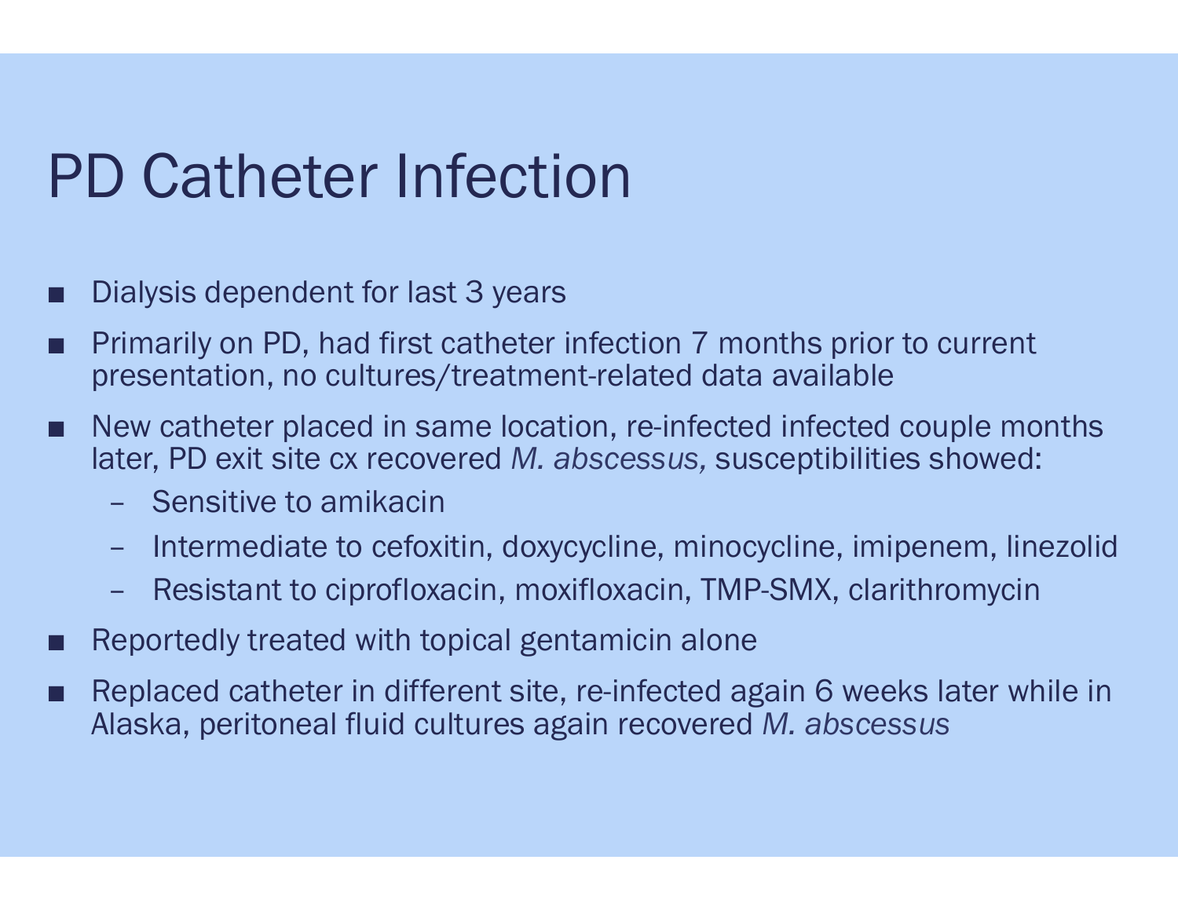# PD Catheter Infection

- Dialysis dependent for last 3 years
- Primarily on PD, had first catheter infection 7 months prior to current presentation, no cultures/treatment-related data available
- New catheter placed in same location, re-infected infected couple months later, PD exit site cx recovered *M. abscessus,* susceptibilities showed:
  - Sensitive to amikacin
  - Intermediate to cefoxitin, doxycycline, minocycline, imipenem, linezolid
  - Resistant to ciprofloxacin, moxifloxacin, TMP-SMX, clarithromycin
- Reportedly treated with topical gentamicin alone
- Replaced catheter in different site, re-infected again 6 weeks later while in Alaska, peritoneal fluid cultures again recovered *M. abscessus*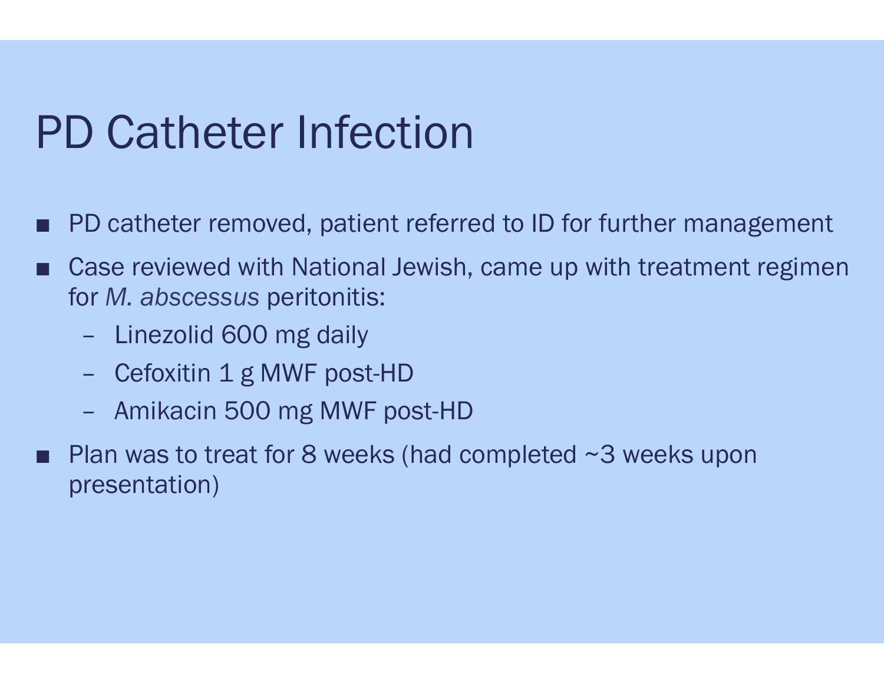# PD Catheter Infection

- PD catheter removed, patient referred to ID for further management
- Case reviewed with National Jewish, came up with treatment regimen for *M. abscessus* peritonitis:
  - Linezolid 600 mg daily
  - Cefoxitin 1 g MWF post-HD
  - Amikacin 500 mg MWF post-HD
- Plan was to treat for 8 weeks (had completed ~3 weeks upon presentation)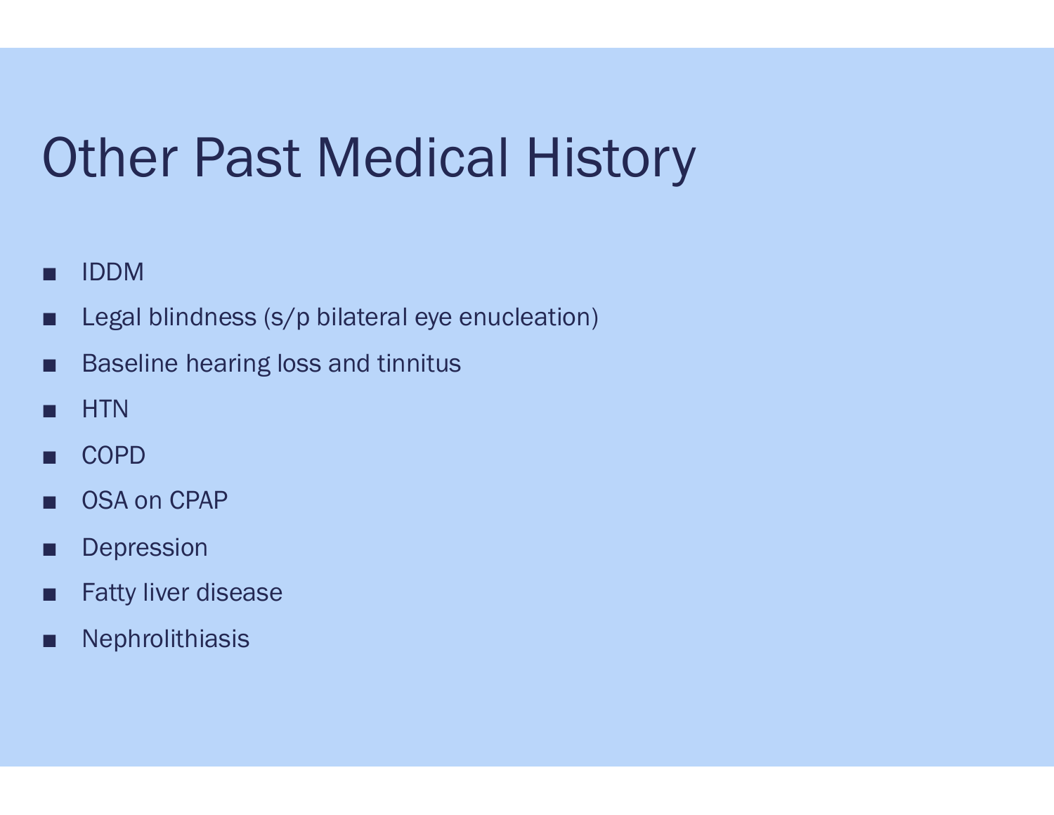# Other Past Medical History

- IDDM
- Legal blindness (s/p bilateral eye enucleation)
- Baseline hearing loss and tinnitus
- HTN
- COPD
- OSA on CPAP
- Depression
- Fatty liver disease
- Nephrolithiasis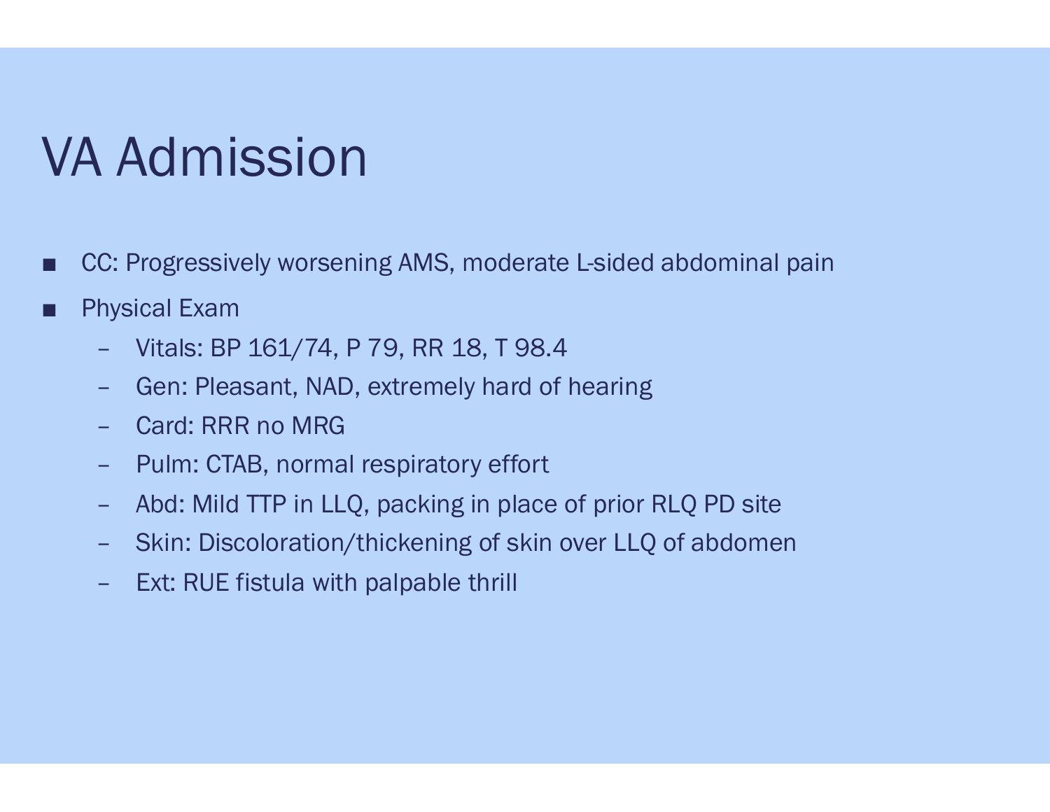# VA Admission

- CC: Progressively worsening AMS, moderate L-sided abdominal pain
- Physical Exam
  - Vitals: BP 161/74, P 79, RR 18, T 98.4
  - Gen: Pleasant, NAD, extremely hard of hearing
  - Card: RRR no MRG
  - Pulm: CTAB, normal respiratory effort
  - Abd: Mild TTP in LLQ, packing in place of prior RLQ PD site
  - Skin: Discoloration/thickening of skin over LLQ of abdomen
  - Ext: RUE fistula with palpable thrill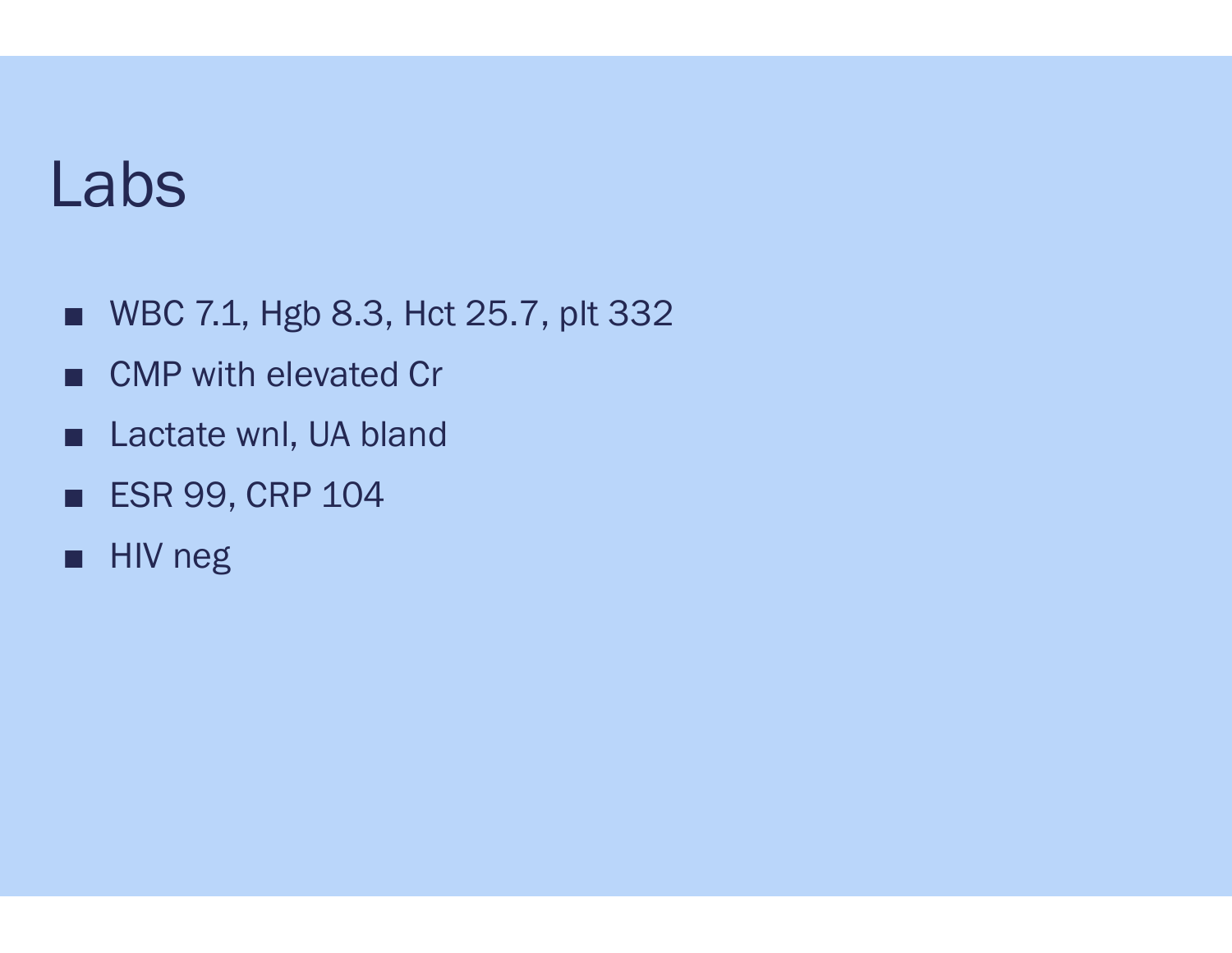# Labs

- WBC 7.1, Hgb 8.3, Hct 25.7, plt 332
- CMP with elevated Cr
- Lactate wnl, UA bland
- ESR 99, CRP 104
- HIV neg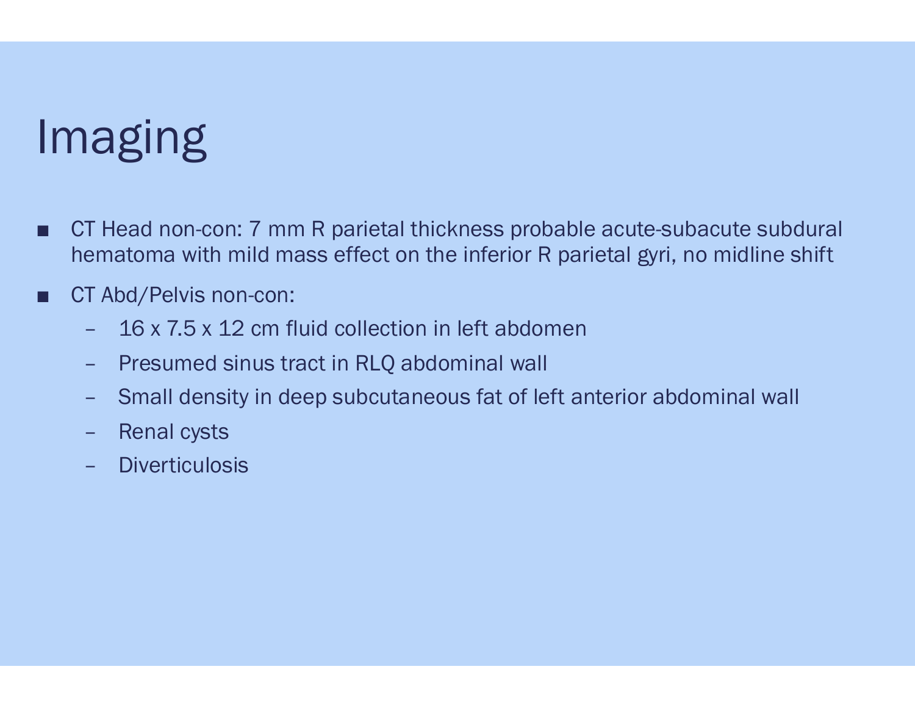# Imaging

- CT Head non-con: 7 mm R parietal thickness probable acute-subacute subdural hematoma with mild mass effect on the inferior R parietal gyri, no midline shift
- CT Abd/Pelvis non-con:
  - 16 x 7.5 x 12 cm fluid collection in left abdomen
  - Presumed sinus tract in RLQ abdominal wall
  - Small density in deep subcutaneous fat of left anterior abdominal wall
  - Renal cysts
  - Diverticulosis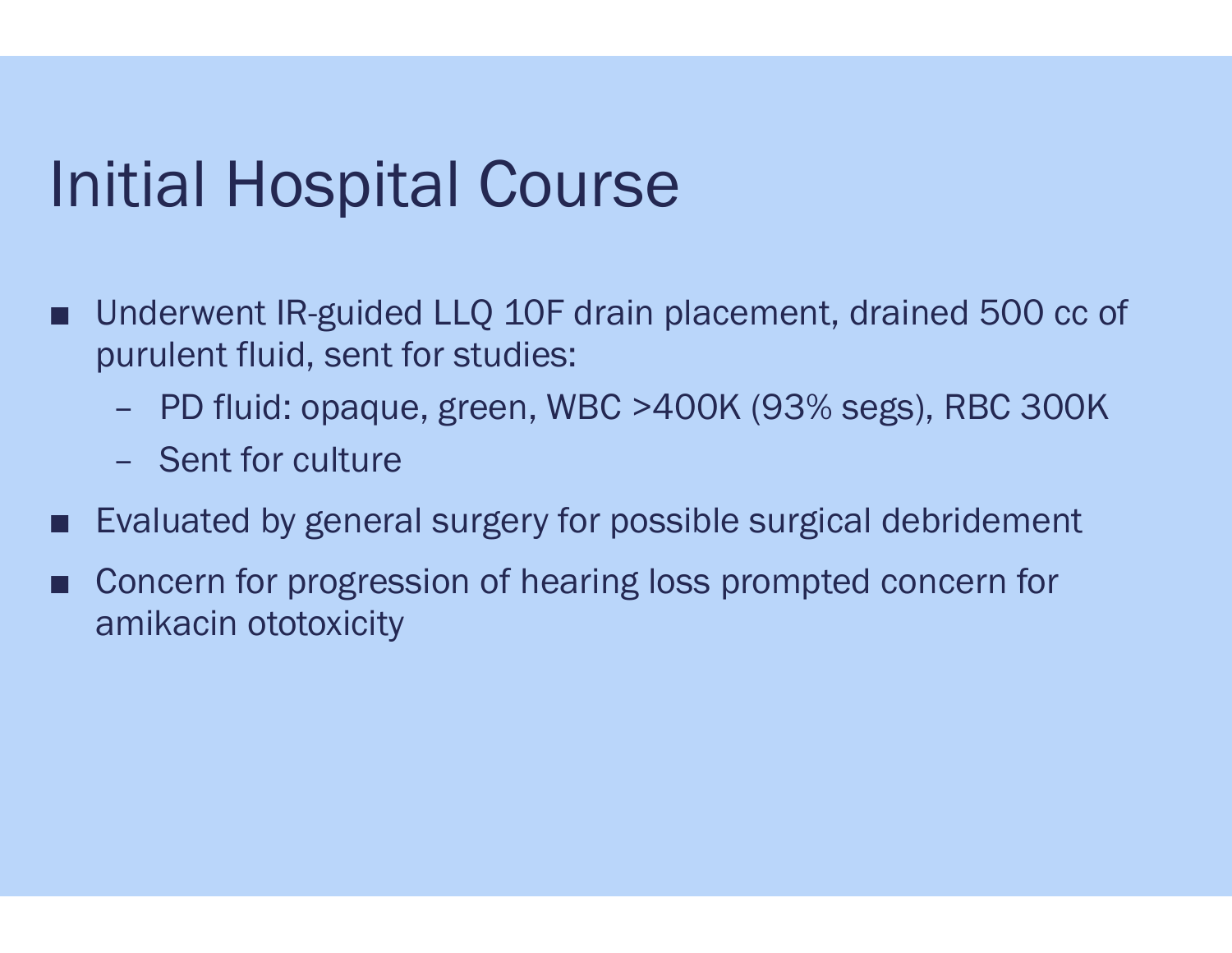# Initial Hospital Course

- Underwent IR-guided LLQ 10F drain placement, drained 500 cc of purulent fluid, sent for studies:
  - PD fluid: opaque, green, WBC >400K (93% segs), RBC 300K
  - Sent for culture
- Evaluated by general surgery for possible surgical debridement
- Concern for progression of hearing loss prompted concern for amikacin ototoxicity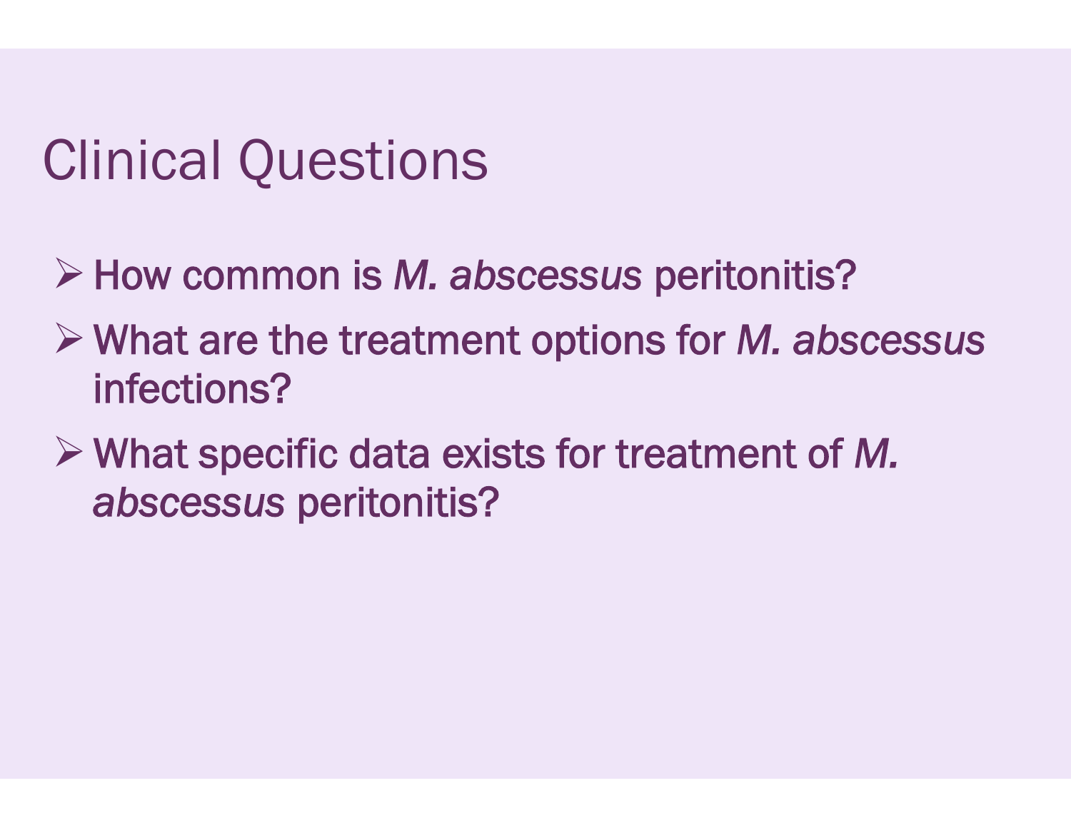# Clinical Questions

- How common is *M. abscessus* peritonitis?
- What are the treatment options for *M. abscessus* infections?
- What specific data exists for treatment of *M. abscessus* peritonitis?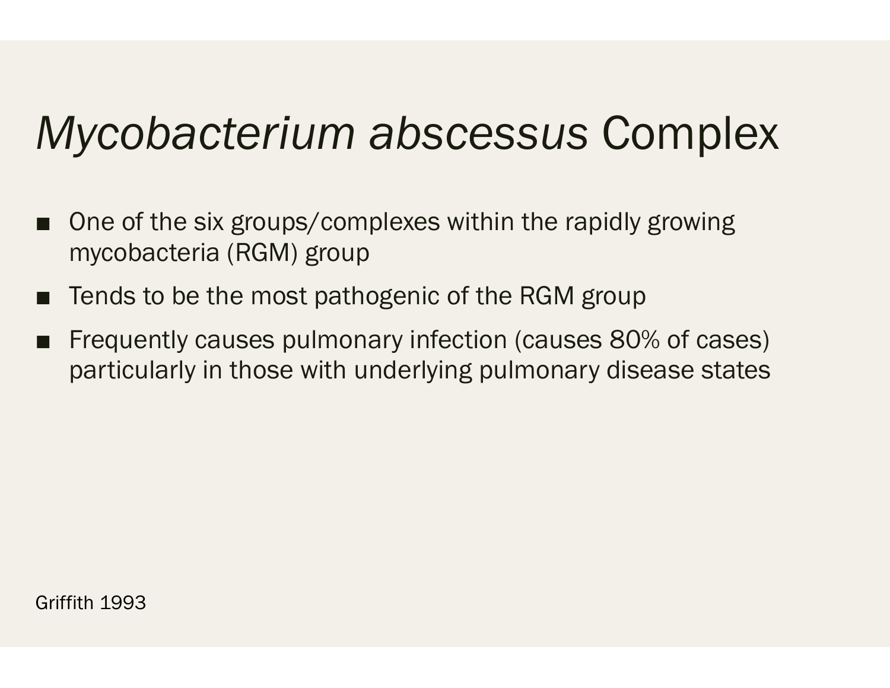# *Mycobacterium abscessus* Complex

- One of the six groups/complexes within the rapidly growing mycobacteria (RGM) group
- Tends to be the most pathogenic of the RGM group
- Frequently causes pulmonary infection (causes 80% of cases) particularly in those with underlying pulmonary disease states

Griffith 1993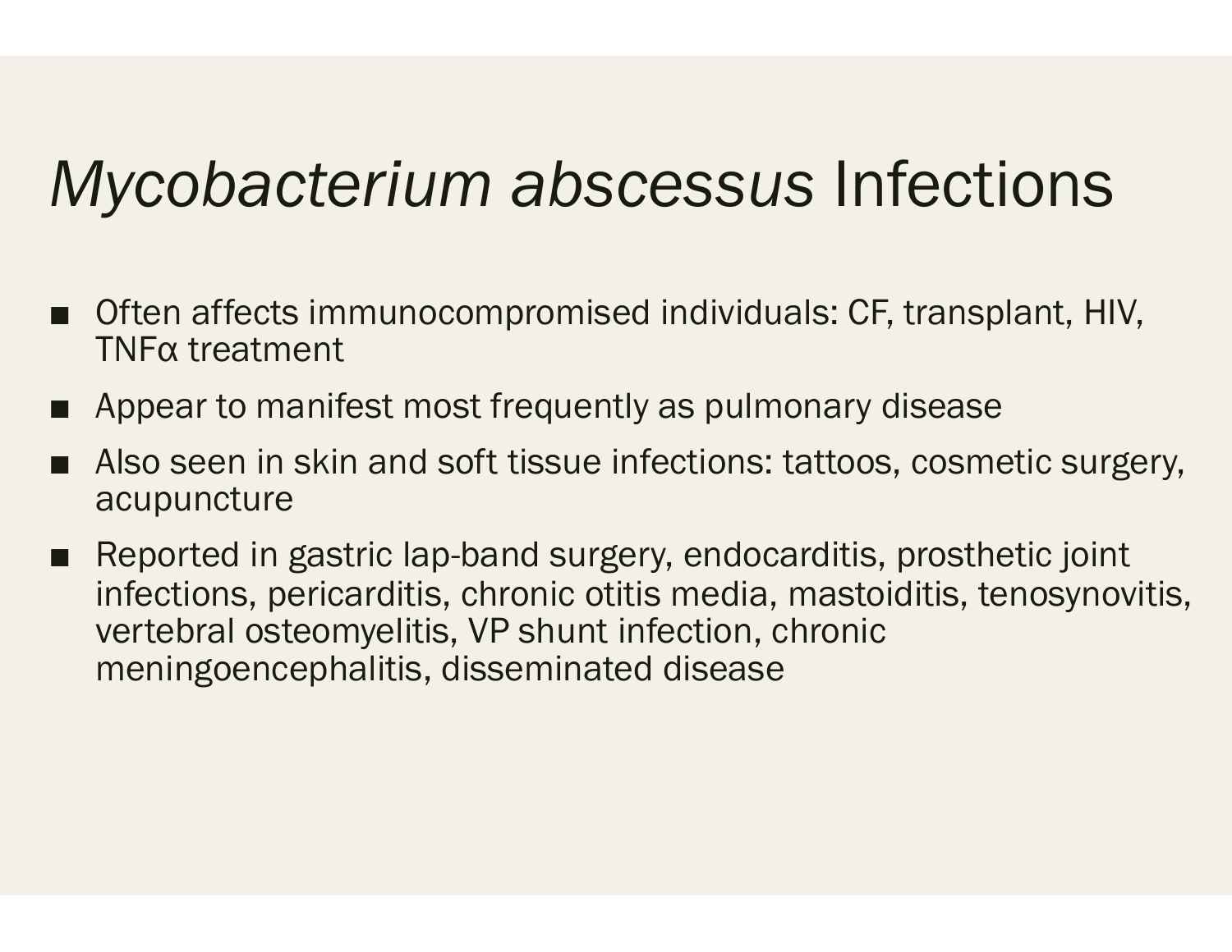# *Mycobacterium abscessus* Infections

- Often affects immunocompromised individuals: CF, transplant, HIV, TNFα treatment
- Appear to manifest most frequently as pulmonary disease
- Also seen in skin and soft tissue infections: tattoos, cosmetic surgery, acupuncture
- Reported in gastric lap-band surgery, endocarditis, prosthetic joint infections, pericarditis, chronic otitis media, mastoiditis, tenosynovitis, vertebral osteomyelitis, VP shunt infection, chronic meningoencephalitis, disseminated disease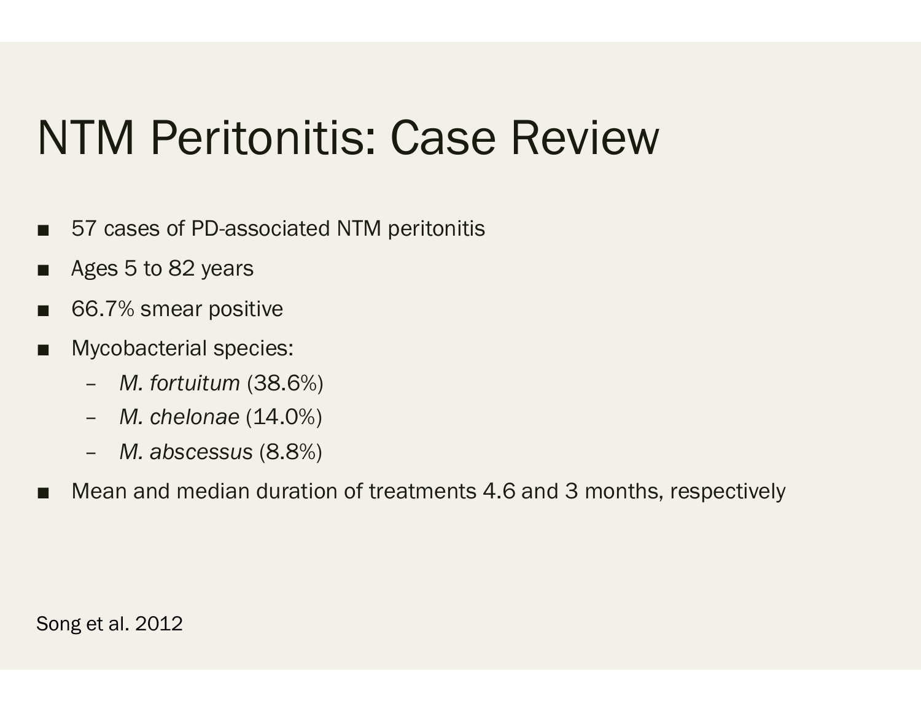# NTM Peritonitis: Case Review

- 57 cases of PD-associated NTM peritonitis
- Ages 5 to 82 years
- 66.7% smear positive
- Mycobacterial species:
  - *M. fortuitum* (38.6%)
  - *M. chelonae* (14.0%)
  - *M. abscessus* (8.8%)
- Mean and median duration of treatments 4.6 and 3 months, respectively

Song et al. 2012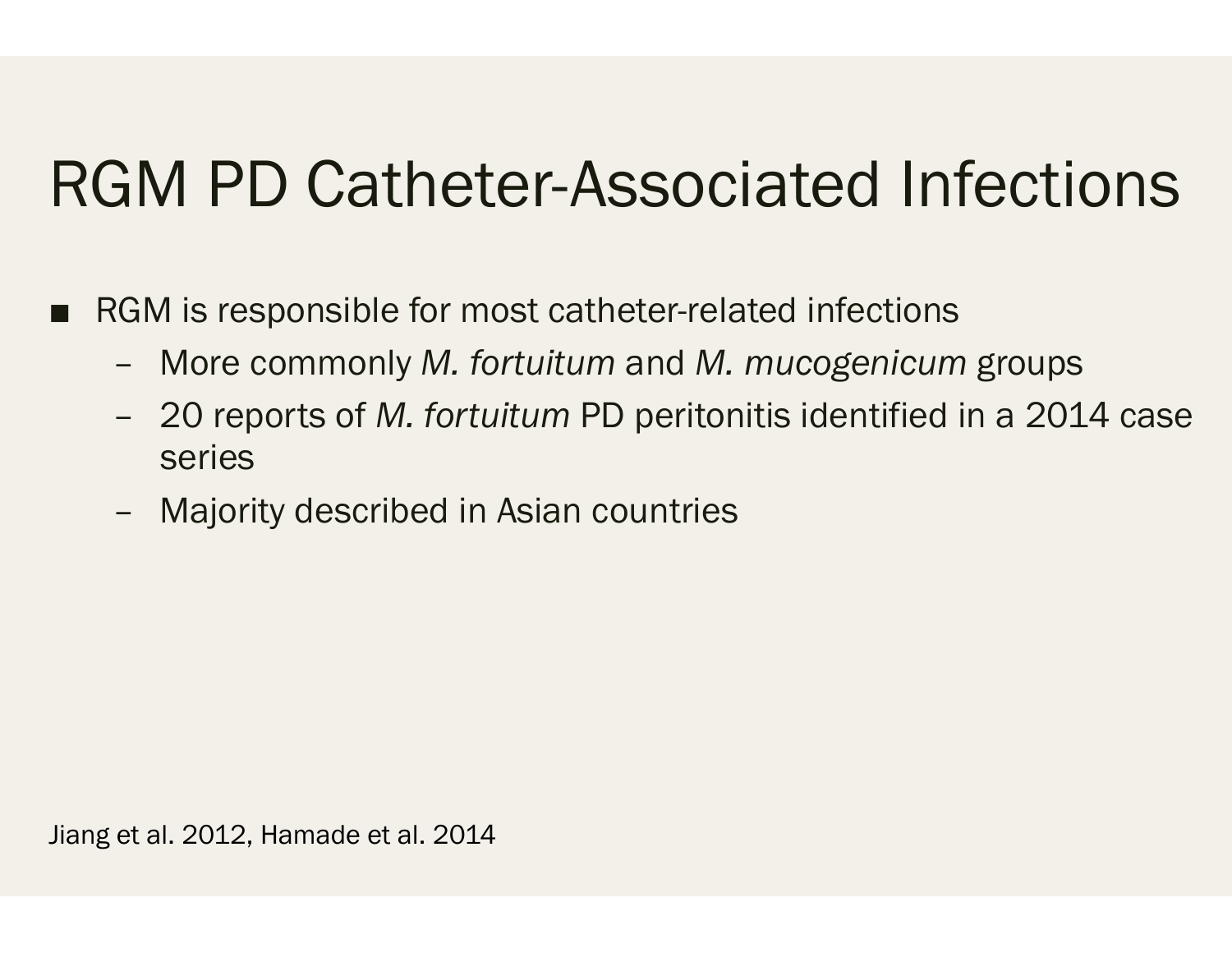# RGM PD Catheter-Associated Infections

- RGM is responsible for most catheter-related infections
  - More commonly *M. fortuitum* and *M. mucogenicum* groups
  - 20 reports of *M. fortuitum* PD peritonitis identified in a 2014 case series
  - Majority described in Asian countries

Jiang et al. 2012, Hamade et al. 2014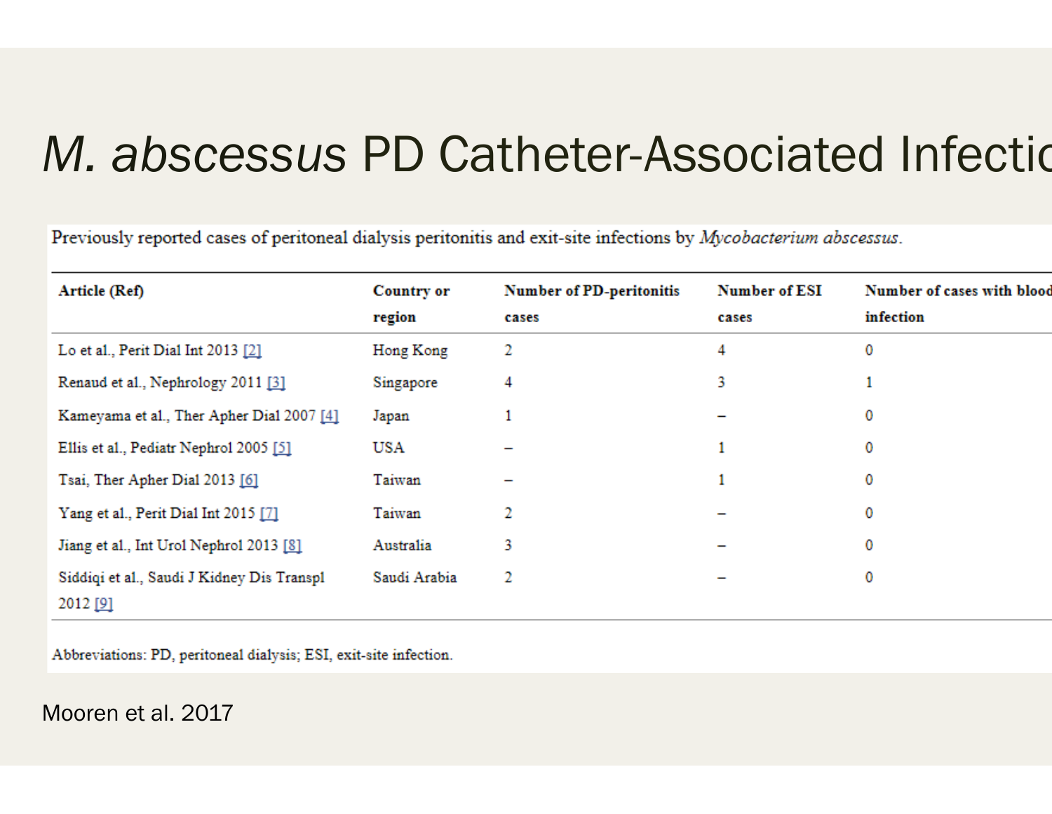# *M. abscessus* PD Catheter-Associated Infectio

Previously reported cases of peritoneal dialysis peritonitis and exit-site infections by *Mycobacterium abscessus*.

| Article (Ref) | Country or region | Number of PD-peritonitis cases | Number of ESI cases | Number of cases with blood infection |
|---|---|---|---|---|
| Lo et al., Perit Dial Int 2013 [2] | Hong Kong | 2 | 4 | 0 |
| Renaud et al., Nephrology 2011 [3] | Singapore | 4 | 3 | 1 |
| Kameyama et al., Ther Apher Dial 2007 [4] | Japan | 1 | – | 0 |
| Ellis et al., Pediatr Nephrol 2005 [5] | USA | – | 1 | 0 |
| Tsai, Ther Apher Dial 2013 [6] | Taiwan | – | 1 | 0 |
| Yang et al., Perit Dial Int 2015 [7] | Taiwan | 2 | – | 0 |
| Jiang et al., Int Urol Nephrol 2013 [8] | Australia | 3 | – | 0 |
| Siddiqi et al., Saudi J Kidney Dis Transpl 2012 [9] | Saudi Arabia | 2 | – | 0 |

Abbreviations: PD, peritoneal dialysis; ESI, exit-site infection.

Mooren et al. 2017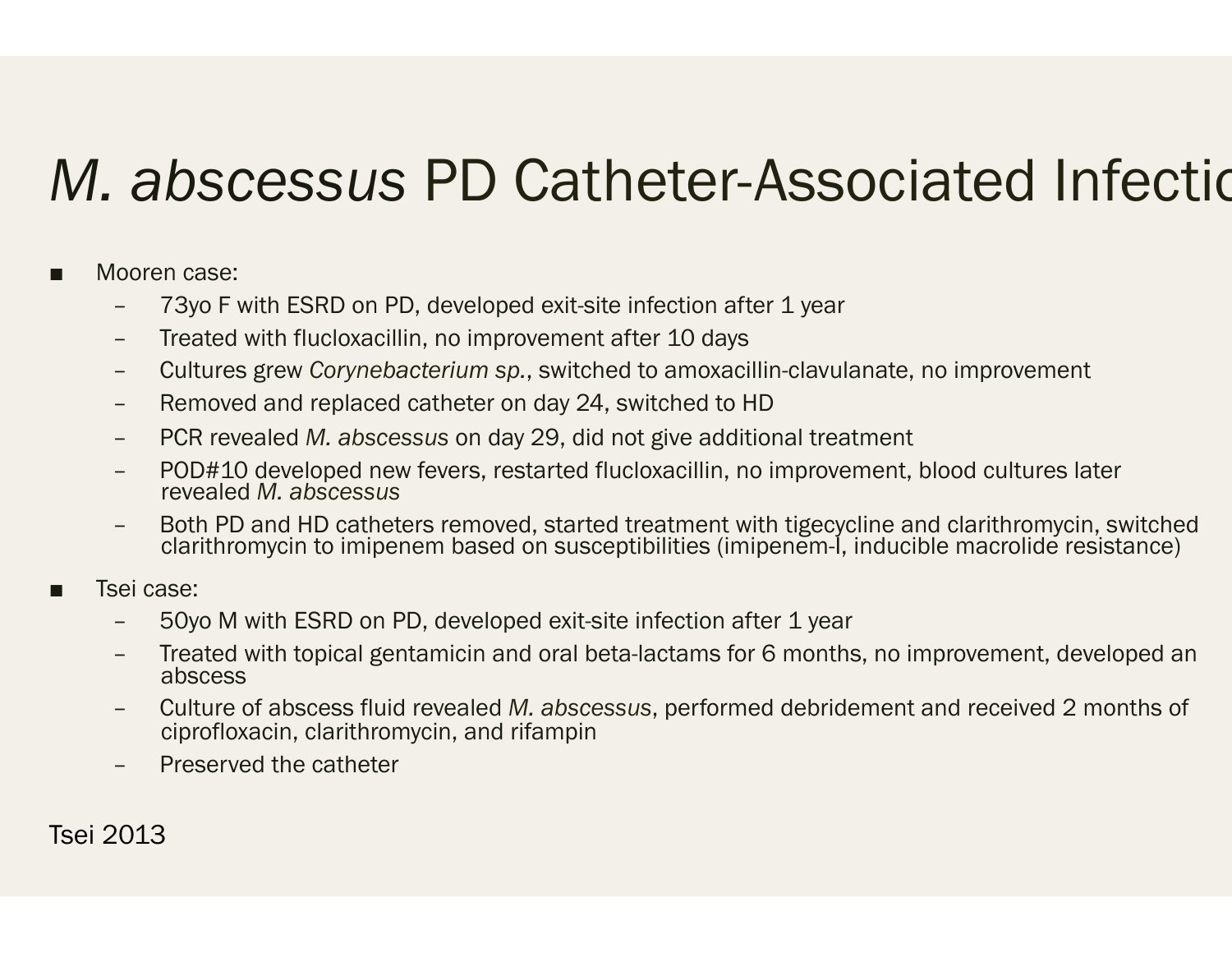# *M. abscessus* PD Catheter-Associated Infectio

- Mooren case:
  - 73yo F with ESRD on PD, developed exit-site infection after 1 year
  - Treated with flucloxacillin, no improvement after 10 days
  - Cultures grew *Corynebacterium sp.*, switched to amoxacillin-clavulanate, no improvement
  - Removed and replaced catheter on day 24, switched to HD
  - PCR revealed *M. abscessus* on day 29, did not give additional treatment
  - POD#10 developed new fevers, restarted flucloxacillin, no improvement, blood cultures later revealed *M. abscessus*
  - Both PD and HD catheters removed, started treatment with tigecycline and clarithromycin, switched clarithromycin to imipenem based on susceptibilities (imipenem-I, inducible macrolide resistance)
- Tsei case:
  - 50yo M with ESRD on PD, developed exit-site infection after 1 year
  - Treated with topical gentamicin and oral beta-lactams for 6 months, no improvement, developed an abscess
  - Culture of abscess fluid revealed *M. abscessus*, performed debridement and received 2 months of ciprofloxacin, clarithromycin, and rifampin
  - Preserved the catheter

Tsei 2013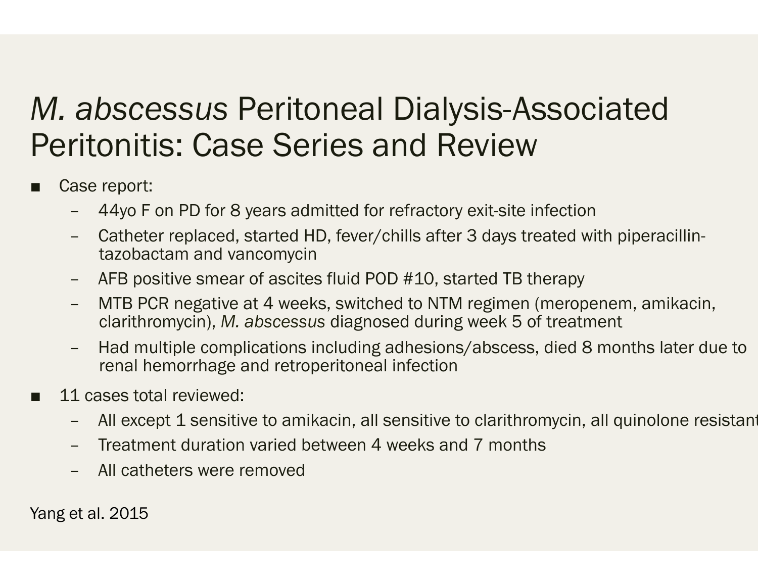# *M. abscessus* Peritoneal Dialysis-Associated Peritonitis: Case Series and Review

- Case report:
  - 44yo F on PD for 8 years admitted for refractory exit-site infection
  - Catheter replaced, started HD, fever/chills after 3 days treated with piperacillin-tazobactam and vancomycin
  - AFB positive smear of ascites fluid POD #10, started TB therapy
  - MTB PCR negative at 4 weeks, switched to NTM regimen (meropenem, amikacin, clarithromycin), *M. abscessus* diagnosed during week 5 of treatment
  - Had multiple complications including adhesions/abscess, died 8 months later due to renal hemorrhage and retroperitoneal infection
- 11 cases total reviewed:
  - All except 1 sensitive to amikacin, all sensitive to clarithromycin, all quinolone resistant
  - Treatment duration varied between 4 weeks and 7 months
  - All catheters were removed

Yang et al. 2015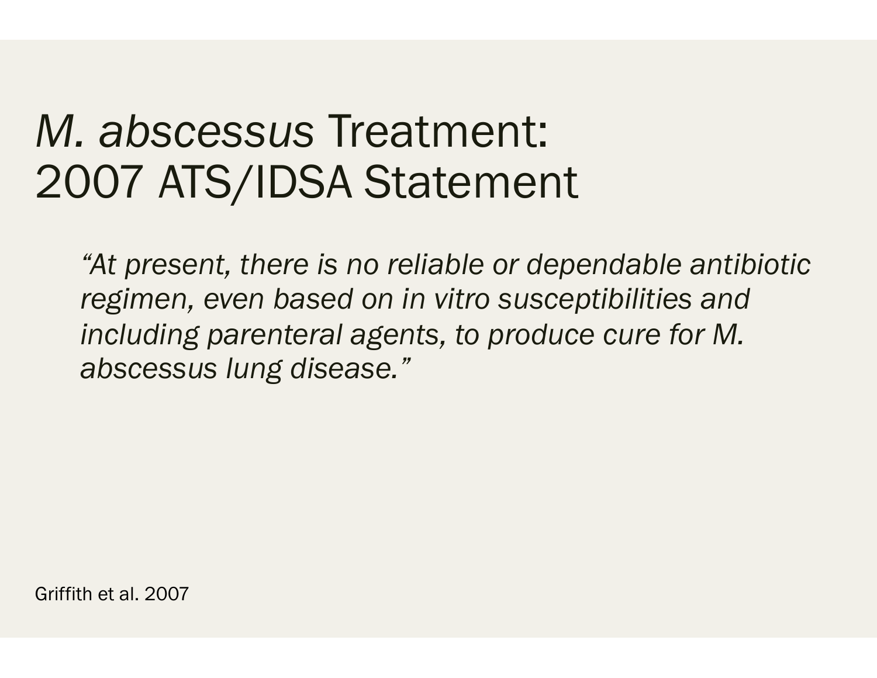# *M. abscessus* Treatment: 2007 ATS/IDSA Statement

> *"At present, there is no reliable or dependable antibiotic regimen, even based on in vitro susceptibilities and including parenteral agents, to produce cure for M. abscessus lung disease."*

Griffith et al. 2007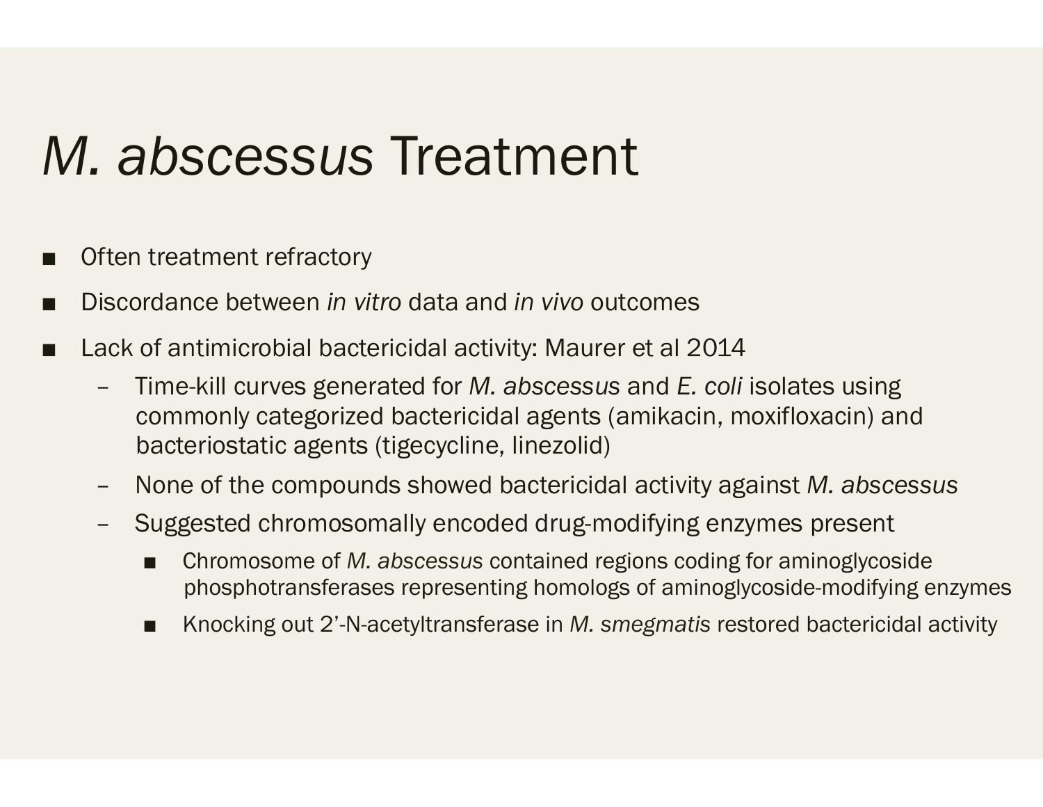# *M. abscessus* Treatment

- Often treatment refractory
- Discordance between *in vitro* data and *in vivo* outcomes
- Lack of antimicrobial bactericidal activity: Maurer et al 2014
  - Time-kill curves generated for *M. abscessus* and *E. coli* isolates using commonly categorized bactericidal agents (amikacin, moxifloxacin) and bacteriostatic agents (tigecycline, linezolid)
  - None of the compounds showed bactericidal activity against *M. abscessus*
  - Suggested chromosomally encoded drug-modifying enzymes present
    - Chromosome of *M. abscessus* contained regions coding for aminoglycoside phosphotransferases representing homologs of aminoglycoside-modifying enzymes
    - Knocking out 2'-N-acetyltransferase in *M. smegmatis* restored bactericidal activity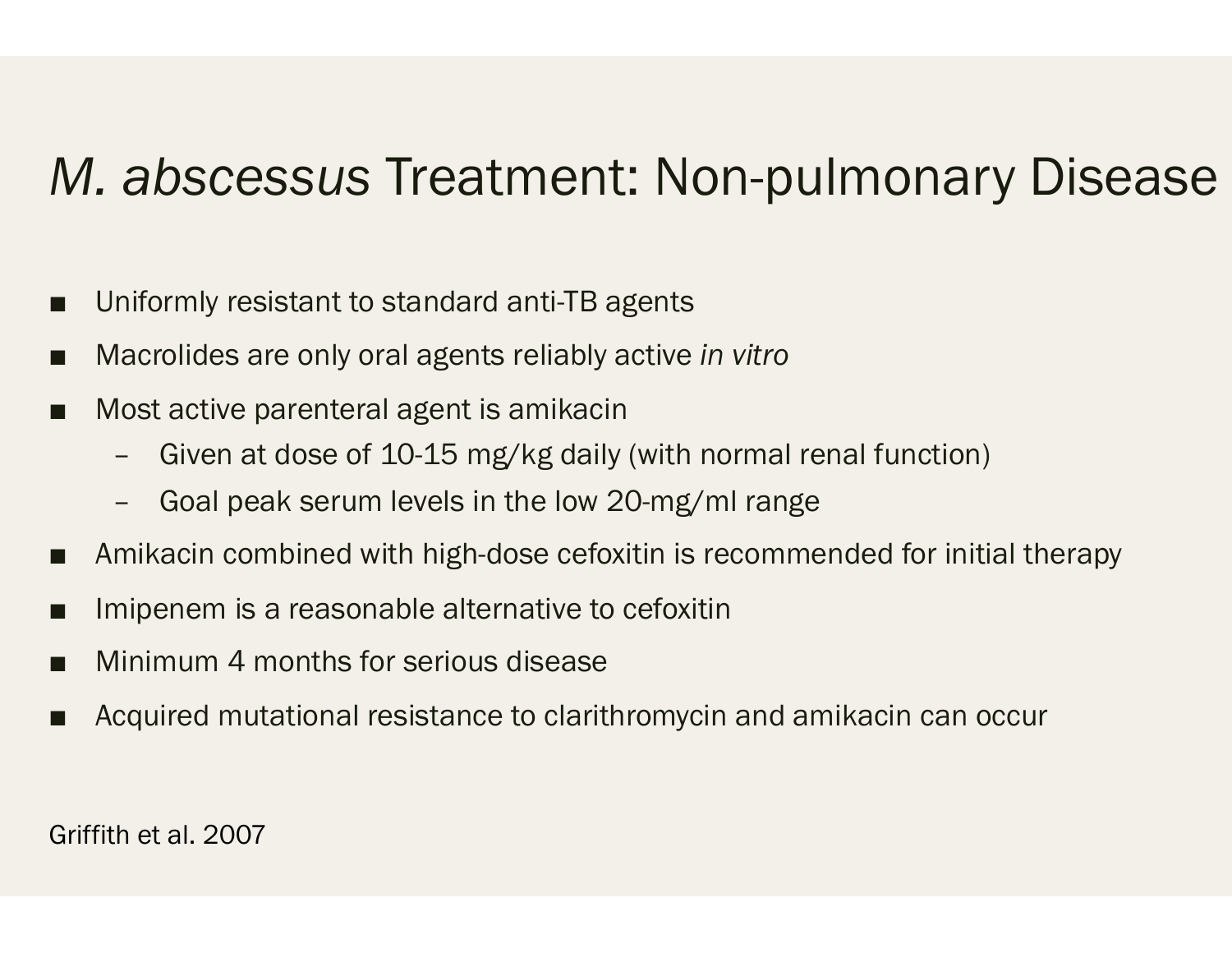# *M. abscessus* Treatment: Non-pulmonary Disease

- Uniformly resistant to standard anti-TB agents
- Macrolides are only oral agents reliably active *in vitro*
- Most active parenteral agent is amikacin
  - Given at dose of 10-15 mg/kg daily (with normal renal function)
  - Goal peak serum levels in the low 20-mg/ml range
- Amikacin combined with high-dose cefoxitin is recommended for initial therapy
- Imipenem is a reasonable alternative to cefoxitin
- Minimum 4 months for serious disease
- Acquired mutational resistance to clarithromycin and amikacin can occur

Griffith et al. 2007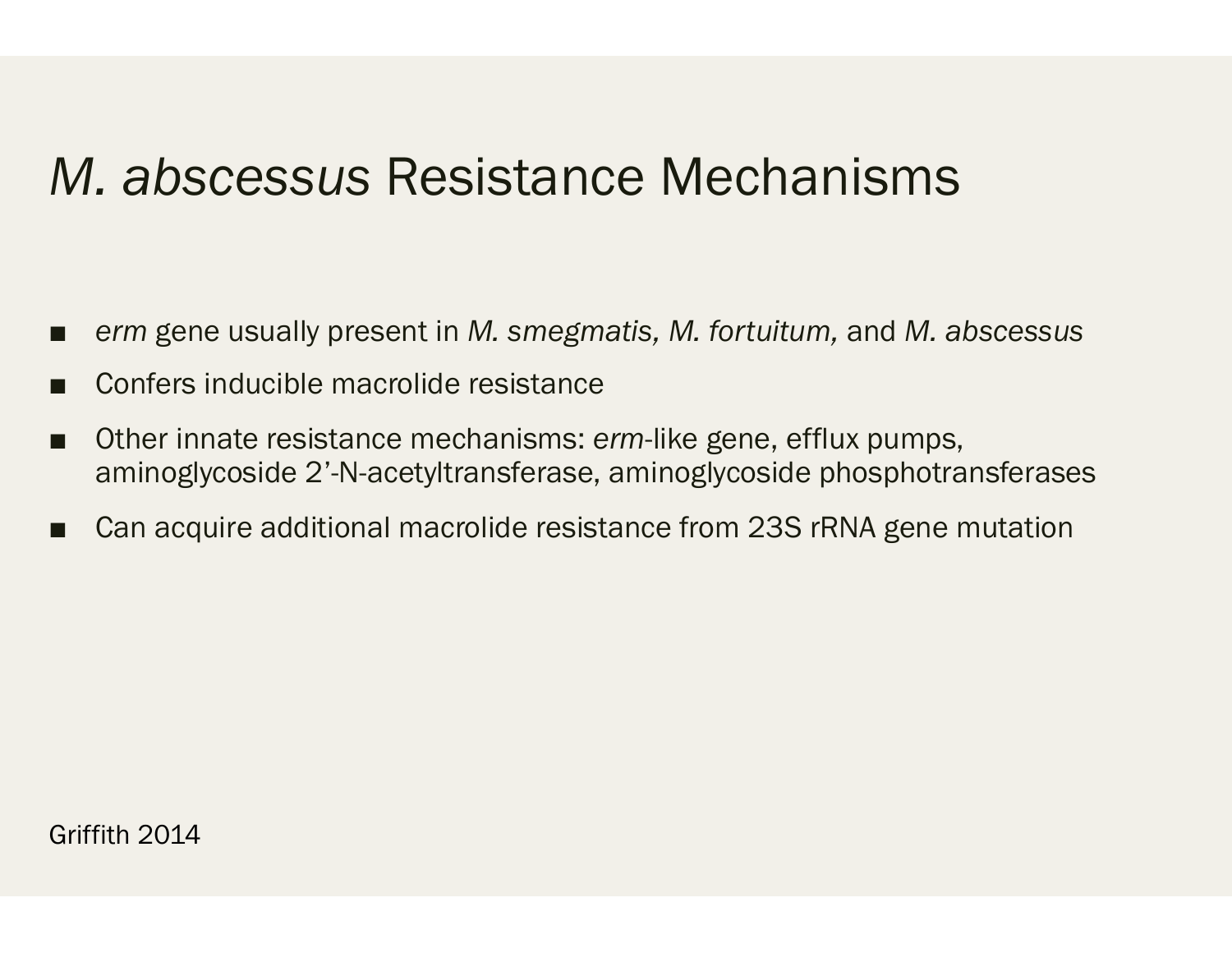# *M. abscessus* Resistance Mechanisms

- *erm* gene usually present in *M. smegmatis, M. fortuitum,* and *M. abscessus*
- Confers inducible macrolide resistance
- Other innate resistance mechanisms: *erm*-like gene, efflux pumps, aminoglycoside 2'-N-acetyltransferase, aminoglycoside phosphotransferases
- Can acquire additional macrolide resistance from 23S rRNA gene mutation

Griffith 2014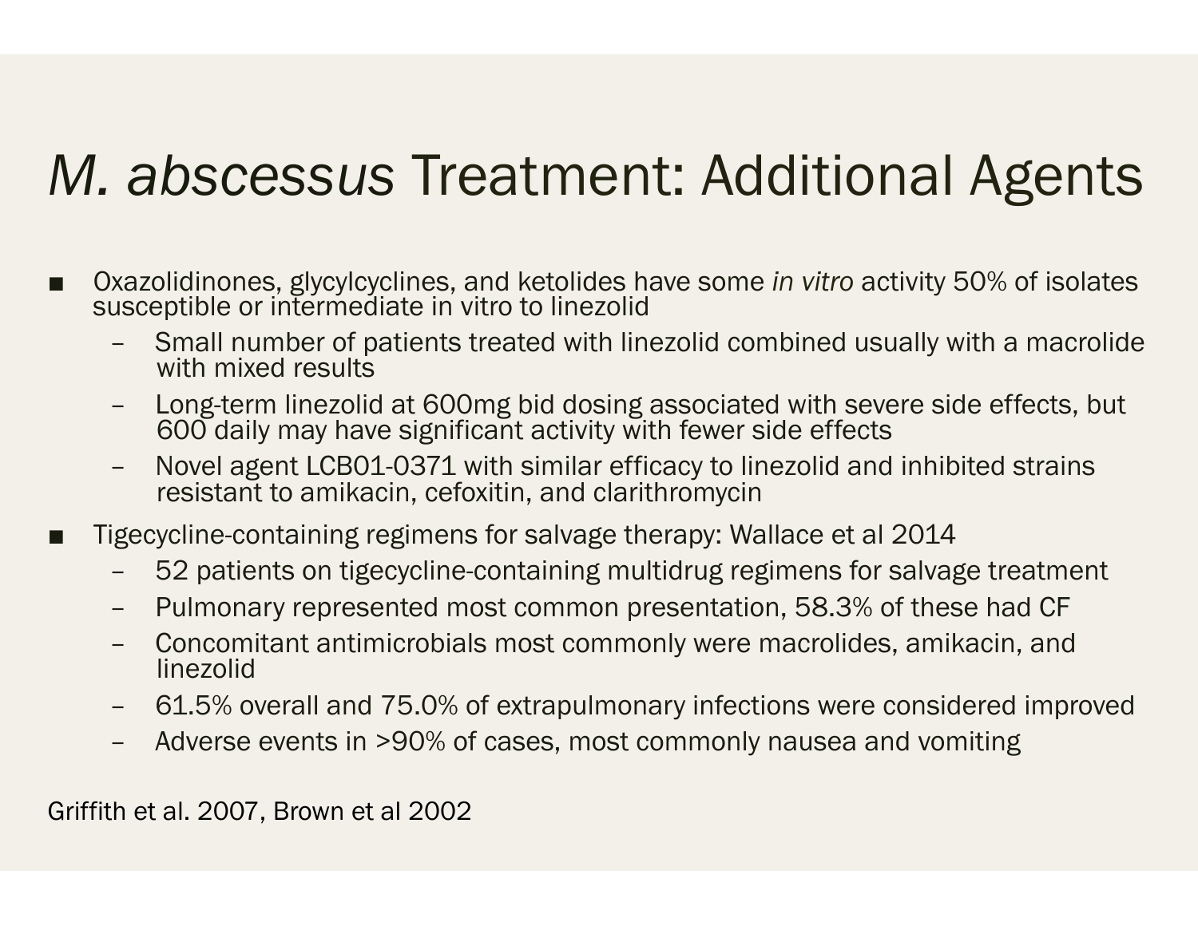# *M. abscessus* Treatment: Additional Agents

- Oxazolidinones, glycylcyclines, and ketolides have some *in vitro* activity 50% of isolates susceptible or intermediate in vitro to linezolid
  - Small number of patients treated with linezolid combined usually with a macrolide with mixed results
  - Long-term linezolid at 600mg bid dosing associated with severe side effects, but 600 daily may have significant activity with fewer side effects
  - Novel agent LCB01-0371 with similar efficacy to linezolid and inhibited strains resistant to amikacin, cefoxitin, and clarithromycin
- Tigecycline-containing regimens for salvage therapy: Wallace et al 2014
  - 52 patients on tigecycline-containing multidrug regimens for salvage treatment
  - Pulmonary represented most common presentation, 58.3% of these had CF
  - Concomitant antimicrobials most commonly were macrolides, amikacin, and linezolid
  - 61.5% overall and 75.0% of extrapulmonary infections were considered improved
  - Adverse events in >90% of cases, most commonly nausea and vomiting

Griffith et al. 2007, Brown et al 2002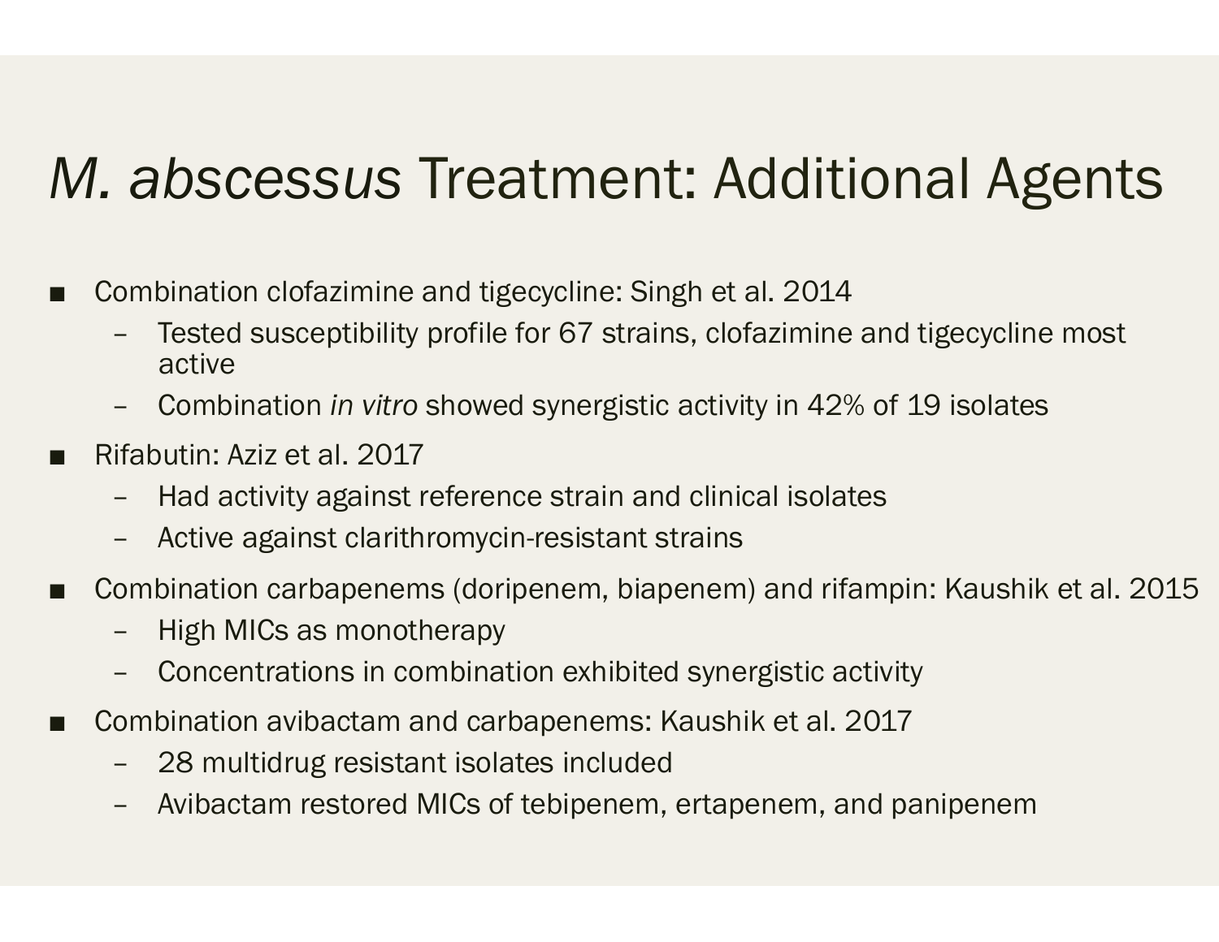# *M. abscessus* Treatment: Additional Agents

- Combination clofazimine and tigecycline: Singh et al. 2014
  - Tested susceptibility profile for 67 strains, clofazimine and tigecycline most active
  - Combination *in vitro* showed synergistic activity in 42% of 19 isolates
- Rifabutin: Aziz et al. 2017
  - Had activity against reference strain and clinical isolates
  - Active against clarithromycin-resistant strains
- Combination carbapenems (doripenem, biapenem) and rifampin: Kaushik et al. 2015
  - High MICs as monotherapy
  - Concentrations in combination exhibited synergistic activity
- Combination avibactam and carbapenems: Kaushik et al. 2017
  - 28 multidrug resistant isolates included
  - Avibactam restored MICs of tebipenem, ertapenem, and panipenem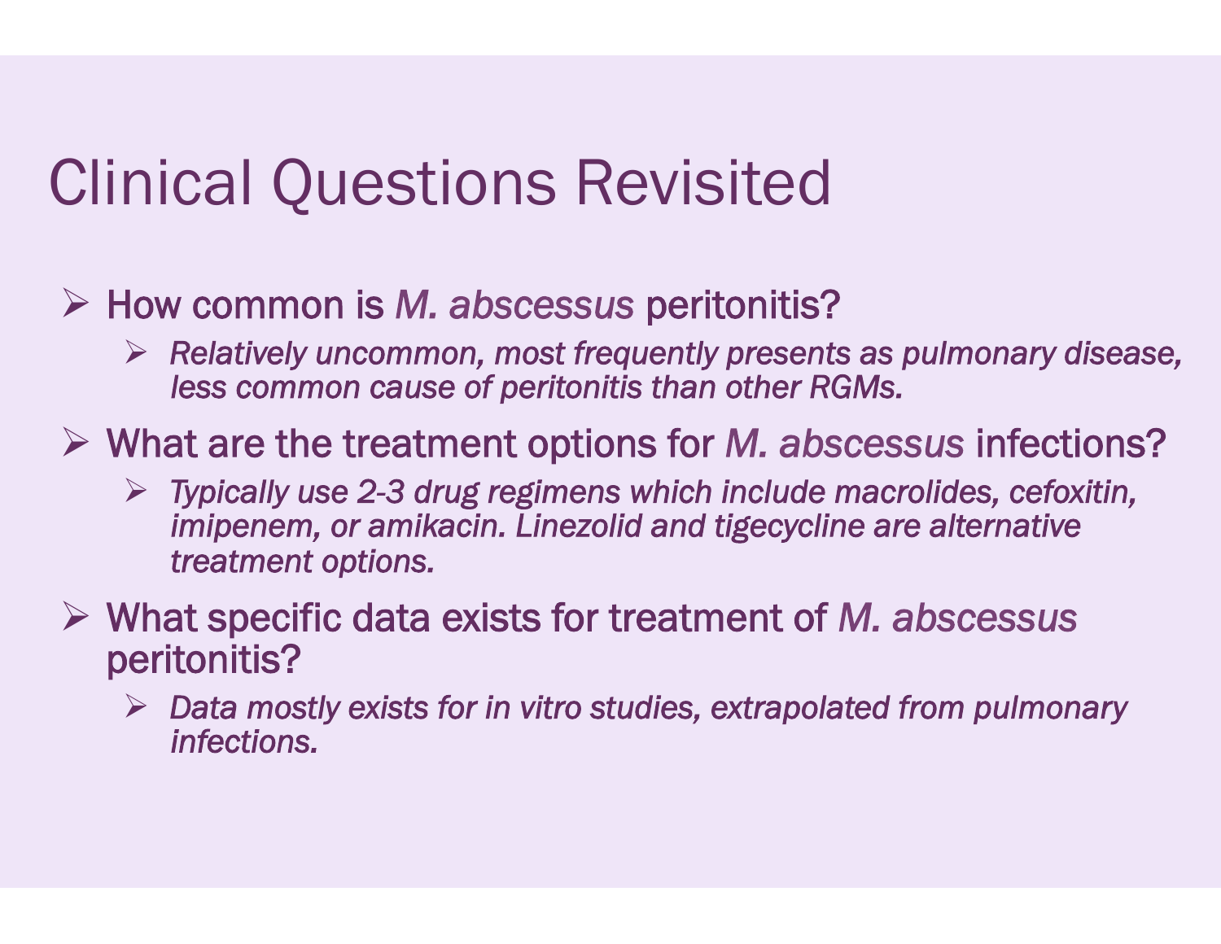# Clinical Questions Revisited

- How common is *M. abscessus* peritonitis?
  - *Relatively uncommon, most frequently presents as pulmonary disease, less common cause of peritonitis than other RGMs.*
- What are the treatment options for *M. abscessus* infections?
  - *Typically use 2-3 drug regimens which include macrolides, cefoxitin, imipenem, or amikacin. Linezolid and tigecycline are alternative treatment options.*
- What specific data exists for treatment of *M. abscessus* peritonitis?
  - *Data mostly exists for in vitro studies, extrapolated from pulmonary infections.*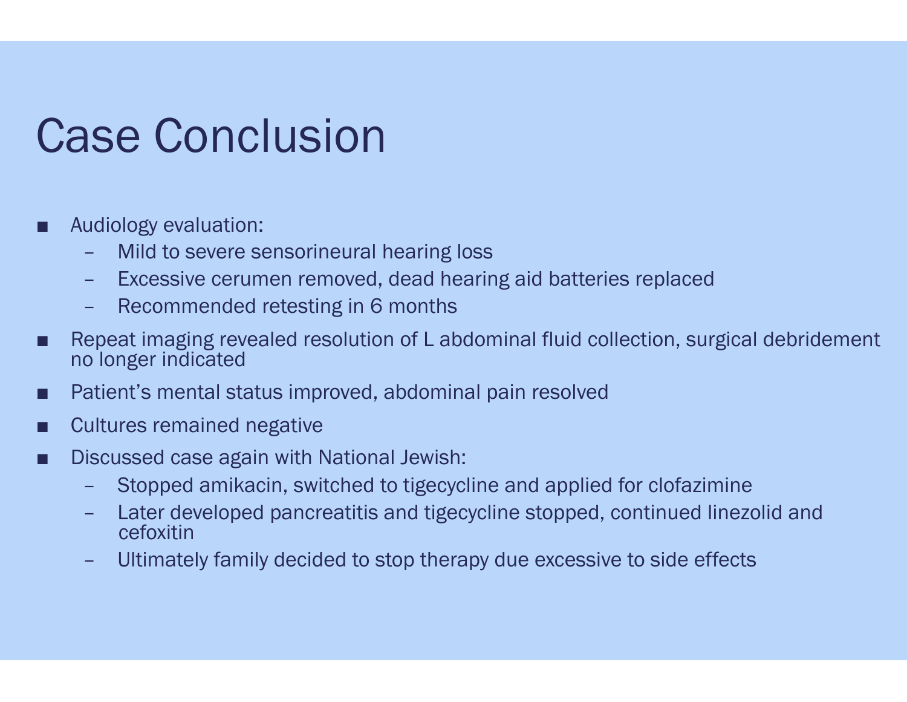# Case Conclusion

- Audiology evaluation:
  - Mild to severe sensorineural hearing loss
  - Excessive cerumen removed, dead hearing aid batteries replaced
  - Recommended retesting in 6 months
- Repeat imaging revealed resolution of L abdominal fluid collection, surgical debridement no longer indicated
- Patient's mental status improved, abdominal pain resolved
- Cultures remained negative
- Discussed case again with National Jewish:
  - Stopped amikacin, switched to tigecycline and applied for clofazimine
  - Later developed pancreatitis and tigecycline stopped, continued linezolid and cefoxitin
  - Ultimately family decided to stop therapy due excessive to side effects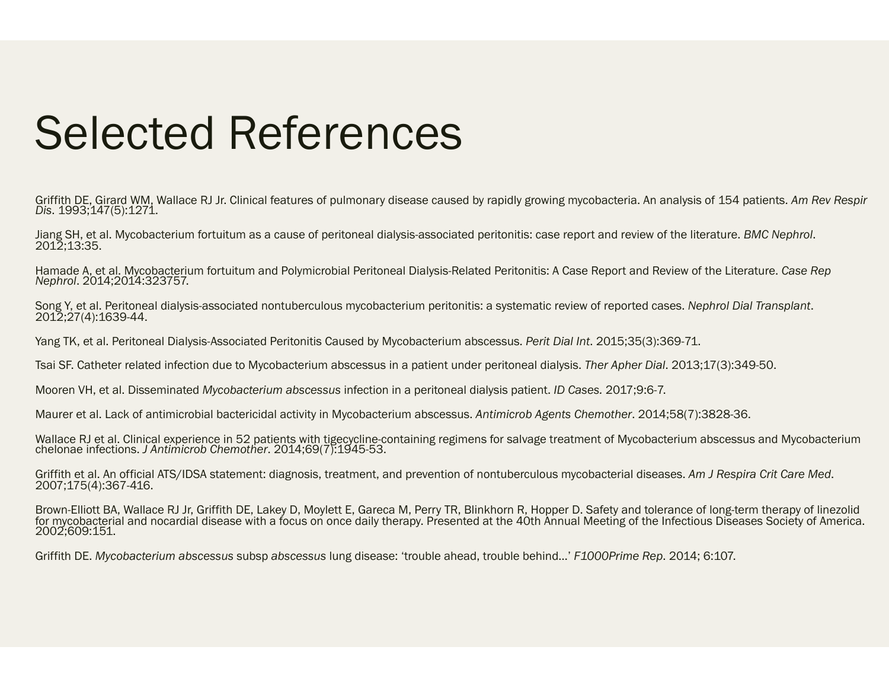# Selected References

Griffith DE, Girard WM, Wallace RJ Jr. Clinical features of pulmonary disease caused by rapidly growing mycobacteria. An analysis of 154 patients. *Am Rev Respir Dis*. 1993;147(5):1271.

Jiang SH, et al. Mycobacterium fortuitum as a cause of peritoneal dialysis-associated peritonitis: case report and review of the literature. *BMC Nephrol*. 2012;13:35.

Hamade A, et al. Mycobacterium fortuitum and Polymicrobial Peritoneal Dialysis-Related Peritonitis: A Case Report and Review of the Literature. *Case Rep Nephrol*. 2014;2014:323757.

Song Y, et al. Peritoneal dialysis-associated nontuberculous mycobacterium peritonitis: a systematic review of reported cases. *Nephrol Dial Transplant*. 2012;27(4):1639-44.

Yang TK, et al. Peritoneal Dialysis-Associated Peritonitis Caused by Mycobacterium abscessus. *Perit Dial Int*. 2015;35(3):369-71.

Tsai SF. Catheter related infection due to Mycobacterium abscessus in a patient under peritoneal dialysis. *Ther Apher Dial*. 2013;17(3):349-50.

Mooren VH, et al. Disseminated *Mycobacterium abscessus* infection in a peritoneal dialysis patient. *ID Cases*. 2017;9:6-7.

Maurer et al. Lack of antimicrobial bactericidal activity in Mycobacterium abscessus. *Antimicrob Agents Chemother*. 2014;58(7):3828-36.

Wallace RJ et al. Clinical experience in 52 patients with tigecycline-containing regimens for salvage treatment of Mycobacterium abscessus and Mycobacterium chelonae infections. *J Antimicrob Chemother*. 2014;69(7):1945-53.

Griffith et al. An official ATS/IDSA statement: diagnosis, treatment, and prevention of nontuberculous mycobacterial diseases. *Am J Respira Crit Care Med*. 2007;175(4):367-416.

Brown-Elliott BA, Wallace RJ Jr, Griffith DE, Lakey D, Moylett E, Gareca M, Perry TR, Blinkhorn R, Hopper D. Safety and tolerance of long-term therapy of linezolid for mycobacterial and nocardial disease with a focus on once daily therapy. Presented at the 40th Annual Meeting of the Infectious Diseases Society of America. 2002;609:151.

Griffith DE. *Mycobacterium abscessus* subsp *abscessus* lung disease: 'trouble ahead, trouble behind…' *F1000Prime Rep*. 2014; 6:107.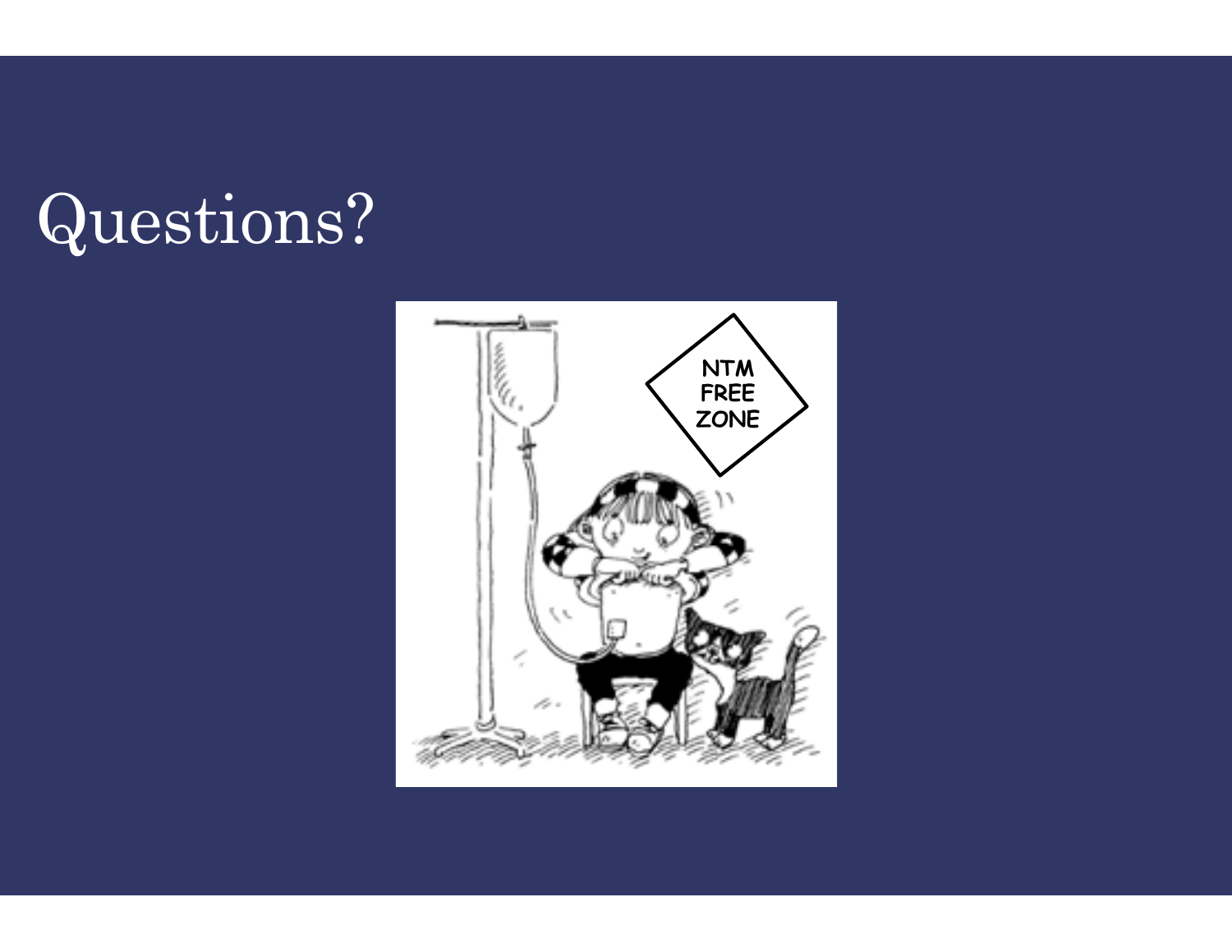# Questions?

NTM
FREE
ZONE